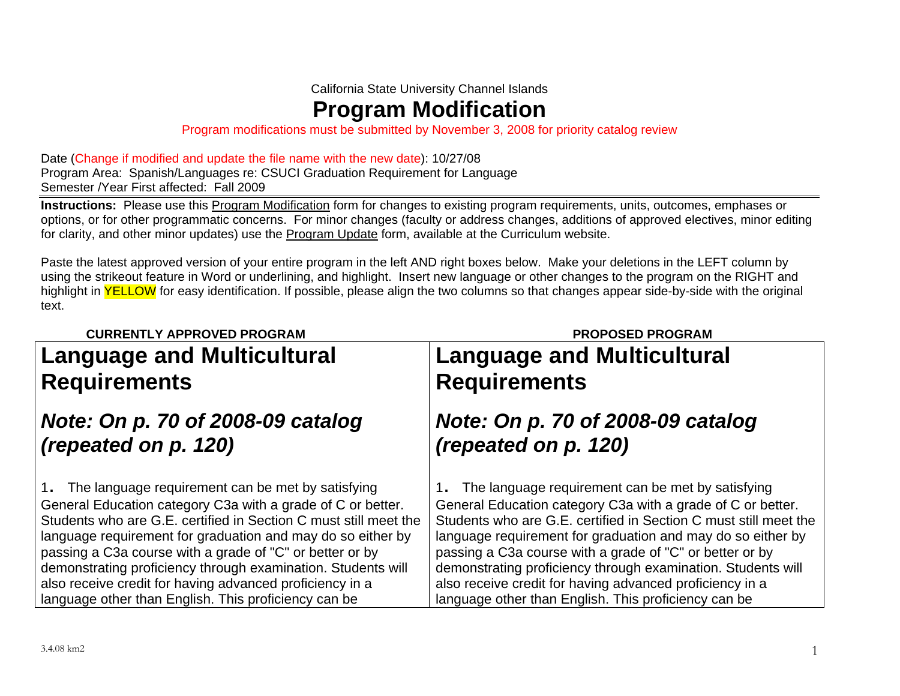California State University Channel Islands

# Program Modification

Program modifications must be submitted by November 3, 2008 for priority catalog review

Date (Change if modified and update the file name with the new date): 10/27/08
Program Area: Spanish/Languages re: CSUCI Graduation Requirement for Language
Semester /Year First affected: Fall 2009

**Instructions:** Please use this Program Modification form for changes to existing program requirements, units, outcomes, emphases or options, or for other programmatic concerns. For minor changes (faculty or address changes, additions of approved electives, minor editing for clarity, and other minor updates) use the Program Update form, available at the Curriculum website.

Paste the latest approved version of your entire program in the left AND right boxes below. Make your deletions in the LEFT column by using the strikeout feature in Word or underlining, and highlight. Insert new language or other changes to the program on the RIGHT and highlight in YELLOW for easy identification. If possible, please align the two columns so that changes appear side-by-side with the original text.

| CURRENTLY APPROVED PROGRAM | PROPOSED PROGRAM |
|---|---|
| **Language and Multicultural Requirements** | **Language and Multicultural Requirements** |
| ***Note: On p. 70 of 2008-09 catalog (repeated on p. 120)*** | ***Note: On p. 70 of 2008-09 catalog (repeated on p. 120)*** |
| 1. The language requirement can be met by satisfying General Education category C3a with a grade of C or better. Students who are G.E. certified in Section C must still meet the language requirement for graduation and may do so either by passing a C3a course with a grade of "C" or better or by demonstrating proficiency through examination. Students will also receive credit for having advanced proficiency in a language other than English. This proficiency can be | 1. The language requirement can be met by satisfying General Education category C3a with a grade of C or better. Students who are G.E. certified in Section C must still meet the language requirement for graduation and may do so either by passing a C3a course with a grade of "C" or better or by demonstrating proficiency through examination. Students will also receive credit for having advanced proficiency in a language other than English. This proficiency can be |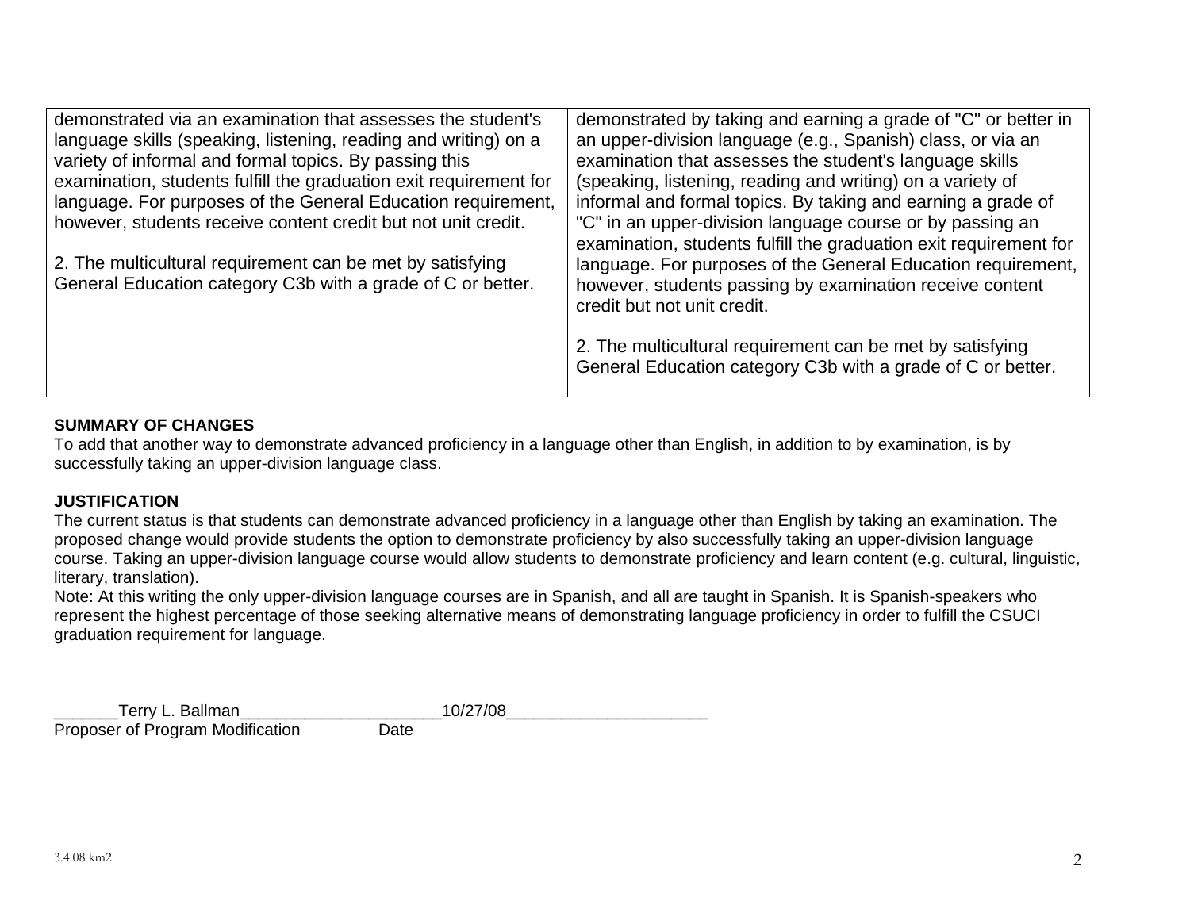| | |
|---|---|
| demonstrated via an examination that assesses the student's language skills (speaking, listening, reading and writing) on a variety of informal and formal topics. By passing this examination, students fulfill the graduation exit requirement for language. For purposes of the General Education requirement, however, students receive content credit but not unit credit.<br><br>2. The multicultural requirement can be met by satisfying General Education category C3b with a grade of C or better. | demonstrated by taking and earning a grade of "C" or better in an upper-division language (e.g., Spanish) class, or via an examination that assesses the student's language skills (speaking, listening, reading and writing) on a variety of informal and formal topics. By taking and earning a grade of "C" in an upper-division language course or by passing an examination, students fulfill the graduation exit requirement for language. For purposes of the General Education requirement, however, students passing by examination receive content credit but not unit credit.<br><br>2. The multicultural requirement can be met by satisfying General Education category C3b with a grade of C or better. |

**SUMMARY OF CHANGES**

To add that another way to demonstrate advanced proficiency in a language other than English, in addition to by examination, is by successfully taking an upper-division language class.

**JUSTIFICATION**

The current status is that students can demonstrate advanced proficiency in a language other than English by taking an examination. The proposed change would provide students the option to demonstrate proficiency by also successfully taking an upper-division language course. Taking an upper-division language course would allow students to demonstrate proficiency and learn content (e.g. cultural, linguistic, literary, translation).

Note: At this writing the only upper-division language courses are in Spanish, and all are taught in Spanish. It is Spanish-speakers who represent the highest percentage of those seeking alternative means of demonstrating language proficiency in order to fulfill the CSUCI graduation requirement for language.

_______Terry L. Ballman______________________10/27/08______________________
Proposer of Program Modification Date

3.4.08 km2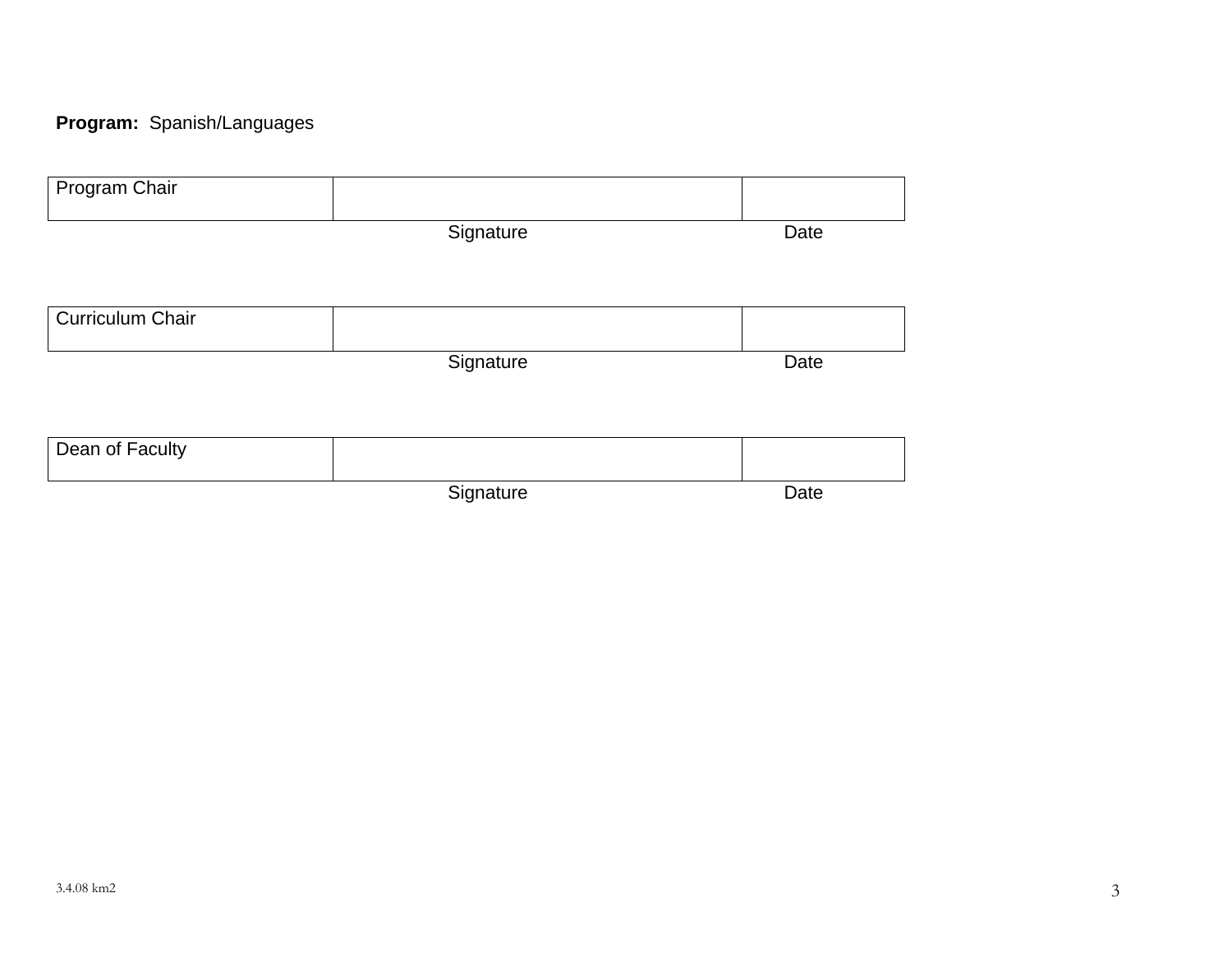**Program:** Spanish/Languages

| | | |
|---|---|---|
| Program Chair | | |
| | Signature | Date |

| | | |
|---|---|---|
| Curriculum Chair | | |
| | Signature | Date |

| | | |
|---|---|---|
| Dean of Faculty | | |
| | Signature | Date |

3.4.08 km2